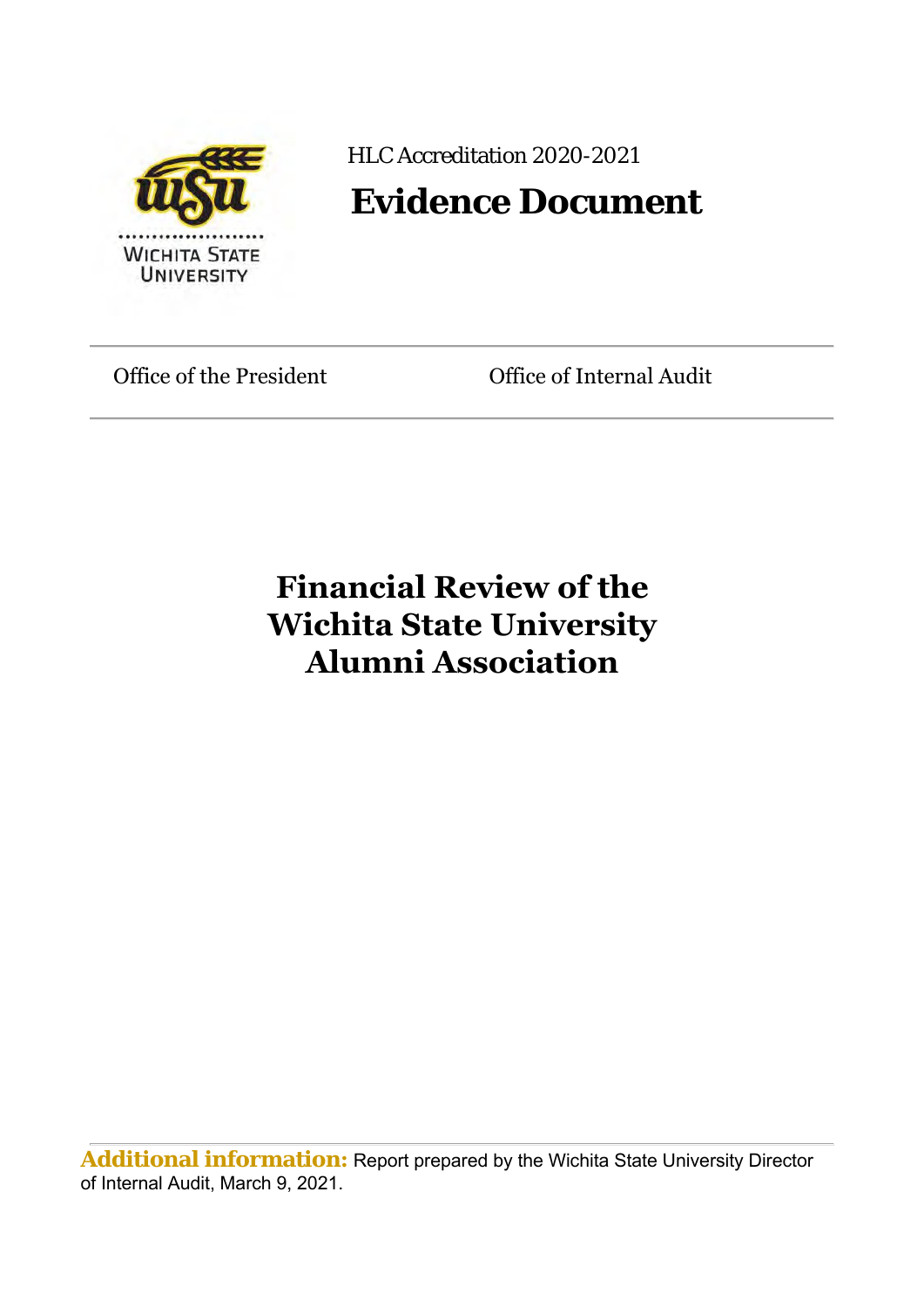HLC Accreditation 2020-2021

# Evidence Document

Office of the President | Office of Internal Audit

## Financial Review of the Wichita State University Alumni Association

**Additional information:** Report prepared by the Wichita State University Director of Internal Audit, March 9, 2021.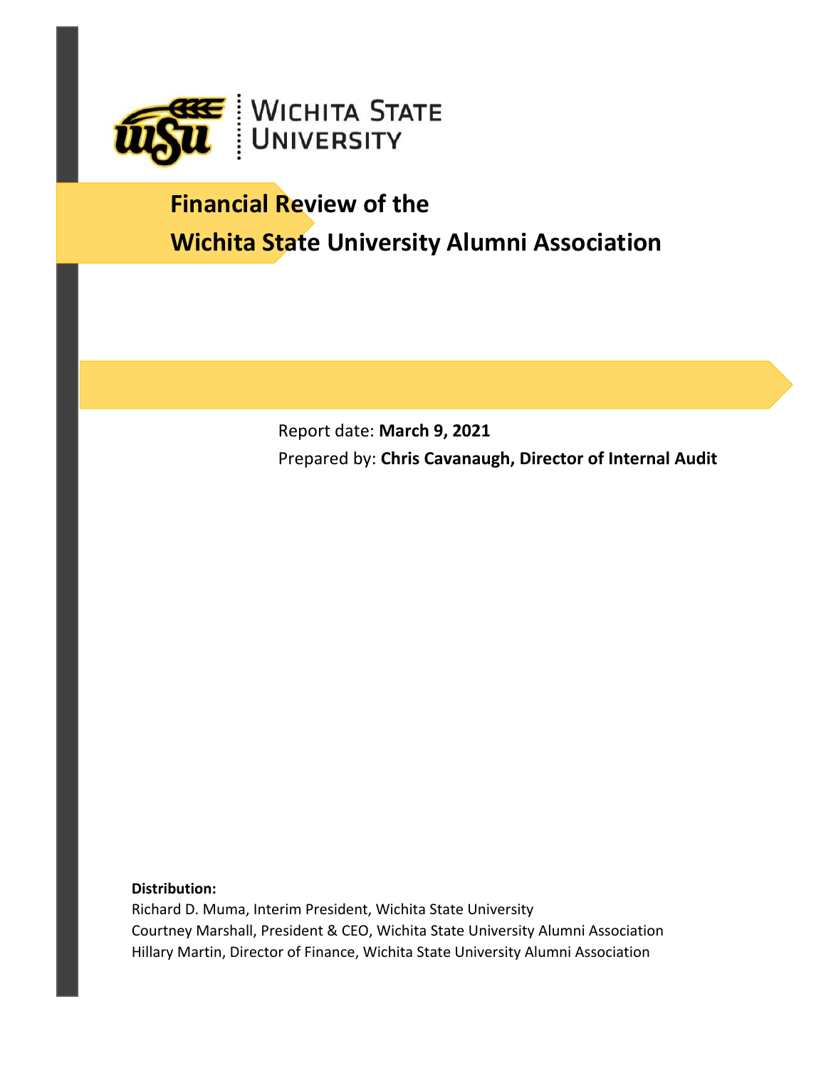# Financial Review of the Wichita State University Alumni Association

Report date: **March 9, 2021**

Prepared by: **Chris Cavanaugh, Director of Internal Audit**

**Distribution:**

Richard D. Muma, Interim President, Wichita State University

Courtney Marshall, President & CEO, Wichita State University Alumni Association

Hillary Martin, Director of Finance, Wichita State University Alumni Association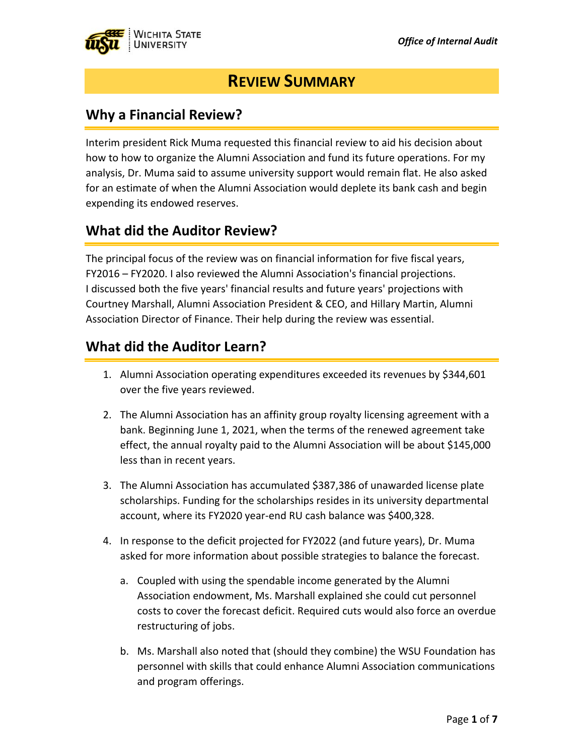# REVIEW SUMMARY

## Why a Financial Review?

Interim president Rick Muma requested this financial review to aid his decision about how to how to organize the Alumni Association and fund its future operations. For my analysis, Dr. Muma said to assume university support would remain flat. He also asked for an estimate of when the Alumni Association would deplete its bank cash and begin expending its endowed reserves.

## What did the Auditor Review?

The principal focus of the review was on financial information for five fiscal years, FY2016 – FY2020. I also reviewed the Alumni Association's financial projections. I discussed both the five years' financial results and future years' projections with Courtney Marshall, Alumni Association President & CEO, and Hillary Martin, Alumni Association Director of Finance. Their help during the review was essential.

## What did the Auditor Learn?

1. Alumni Association operating expenditures exceeded its revenues by $344,601 over the five years reviewed.
2. The Alumni Association has an affinity group royalty licensing agreement with a bank. Beginning June 1, 2021, when the terms of the renewed agreement take effect, the annual royalty paid to the Alumni Association will be about $145,000 less than in recent years.
3. The Alumni Association has accumulated $387,386 of unawarded license plate scholarships. Funding for the scholarships resides in its university departmental account, where its FY2020 year-end RU cash balance was $400,328.
4. In response to the deficit projected for FY2022 (and future years), Dr. Muma asked for more information about possible strategies to balance the forecast.
   a. Coupled with using the spendable income generated by the Alumni Association endowment, Ms. Marshall explained she could cut personnel costs to cover the forecast deficit. Required cuts would also force an overdue restructuring of jobs.
   b. Ms. Marshall also noted that (should they combine) the WSU Foundation has personnel with skills that could enhance Alumni Association communications and program offerings.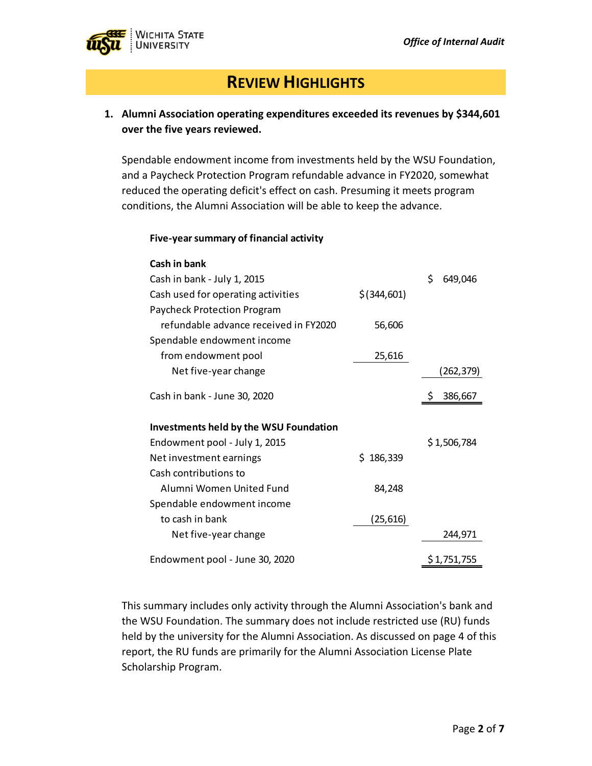# REVIEW HIGHLIGHTS

**1. Alumni Association operating expenditures exceeded its revenues by $344,601 over the five years reviewed.**

Spendable endowment income from investments held by the WSU Foundation, and a Paycheck Protection Program refundable advance in FY2020, somewhat reduced the operating deficit's effect on cash. Presuming it meets program conditions, the Alumni Association will be able to keep the advance.

**Five-year summary of financial activity**

| | | |
|---|---|---|
| **Cash in bank** | | |
| Cash in bank - July 1, 2015 | | $ 649,046 |
| Cash used for operating activities | $ (344,601) | |
| Paycheck Protection Program refundable advance received in FY2020 | 56,606 | |
| Spendable endowment income from endowment pool | 25,616 | |
| Net five-year change | | (262,379) |
| Cash in bank - June 30, 2020 | | $ 386,667 |
| **Investments held by the WSU Foundation** | | |
| Endowment pool - July 1, 2015 | | $ 1,506,784 |
| Net investment earnings | $ 186,339 | |
| Cash contributions to Alumni Women United Fund | 84,248 | |
| Spendable endowment income to cash in bank | (25,616) | |
| Net five-year change | | 244,971 |
| Endowment pool - June 30, 2020 | | $ 1,751,755 |

This summary includes only activity through the Alumni Association's bank and the WSU Foundation. The summary does not include restricted use (RU) funds held by the university for the Alumni Association. As discussed on page 4 of this report, the RU funds are primarily for the Alumni Association License Plate Scholarship Program.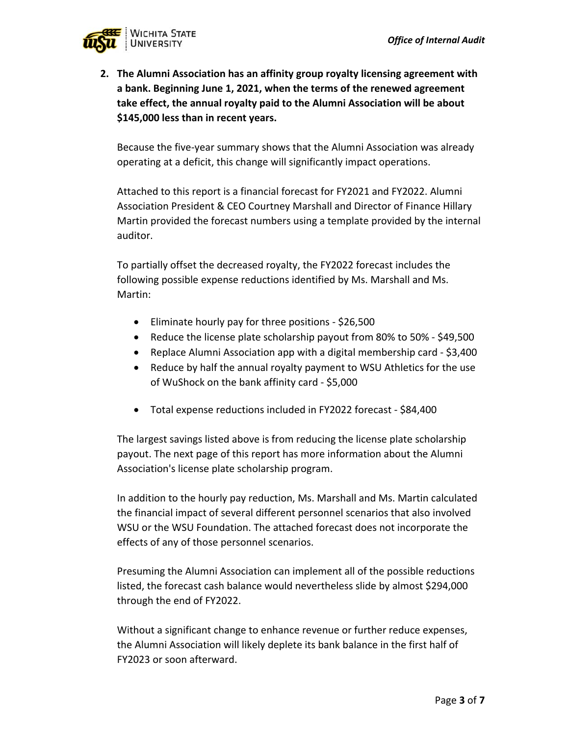2. **The Alumni Association has an affinity group royalty licensing agreement with a bank. Beginning June 1, 2021, when the terms of the renewed agreement take effect, the annual royalty paid to the Alumni Association will be about $145,000 less than in recent years.**

   Because the five-year summary shows that the Alumni Association was already operating at a deficit, this change will significantly impact operations.

   Attached to this report is a financial forecast for FY2021 and FY2022. Alumni Association President & CEO Courtney Marshall and Director of Finance Hillary Martin provided the forecast numbers using a template provided by the internal auditor.

   To partially offset the decreased royalty, the FY2022 forecast includes the following possible expense reductions identified by Ms. Marshall and Ms. Martin:

   - Eliminate hourly pay for three positions - $26,500
   - Reduce the license plate scholarship payout from 80% to 50% - $49,500
   - Replace Alumni Association app with a digital membership card - $3,400
   - Reduce by half the annual royalty payment to WSU Athletics for the use of WuShock on the bank affinity card - $5,000

   - Total expense reductions included in FY2022 forecast - $84,400

   The largest savings listed above is from reducing the license plate scholarship payout. The next page of this report has more information about the Alumni Association's license plate scholarship program.

   In addition to the hourly pay reduction, Ms. Marshall and Ms. Martin calculated the financial impact of several different personnel scenarios that also involved WSU or the WSU Foundation. The attached forecast does not incorporate the effects of any of those personnel scenarios.

   Presuming the Alumni Association can implement all of the possible reductions listed, the forecast cash balance would nevertheless slide by almost $294,000 through the end of FY2022.

   Without a significant change to enhance revenue or further reduce expenses, the Alumni Association will likely deplete its bank balance in the first half of FY2023 or soon afterward.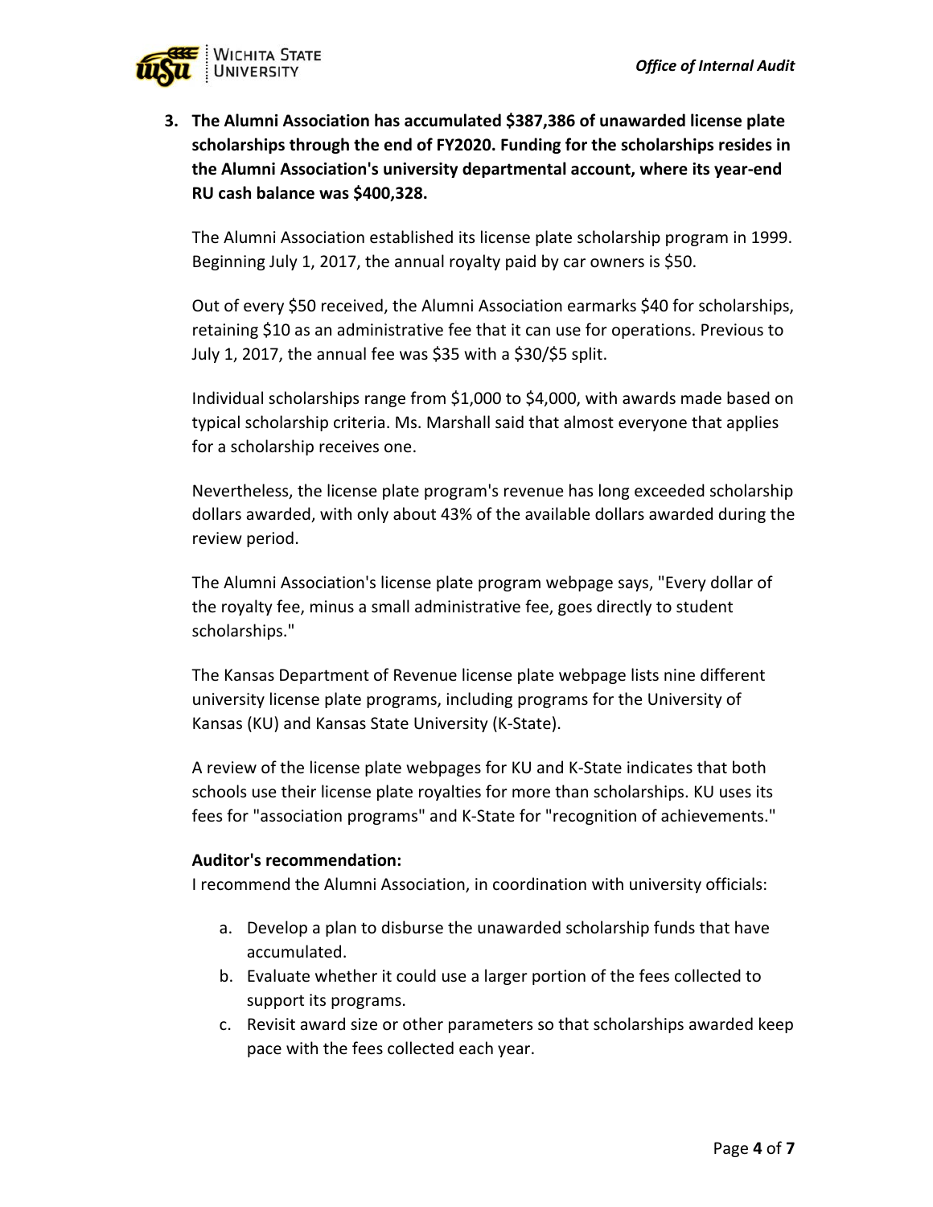3. **The Alumni Association has accumulated $387,386 of unawarded license plate scholarships through the end of FY2020. Funding for the scholarships resides in the Alumni Association's university departmental account, where its year-end RU cash balance was $400,328.**

   The Alumni Association established its license plate scholarship program in 1999. Beginning July 1, 2017, the annual royalty paid by car owners is $50.

   Out of every $50 received, the Alumni Association earmarks $40 for scholarships, retaining $10 as an administrative fee that it can use for operations. Previous to July 1, 2017, the annual fee was $35 with a $30/$5 split.

   Individual scholarships range from $1,000 to $4,000, with awards made based on typical scholarship criteria. Ms. Marshall said that almost everyone that applies for a scholarship receives one.

   Nevertheless, the license plate program's revenue has long exceeded scholarship dollars awarded, with only about 43% of the available dollars awarded during the review period.

   The Alumni Association's license plate program webpage says, "Every dollar of the royalty fee, minus a small administrative fee, goes directly to student scholarships."

   The Kansas Department of Revenue license plate webpage lists nine different university license plate programs, including programs for the University of Kansas (KU) and Kansas State University (K-State).

   A review of the license plate webpages for KU and K-State indicates that both schools use their license plate royalties for more than scholarships. KU uses its fees for "association programs" and K-State for "recognition of achievements."

   **Auditor's recommendation:**
   I recommend the Alumni Association, in coordination with university officials:

   a. Develop a plan to disburse the unawarded scholarship funds that have accumulated.
   b. Evaluate whether it could use a larger portion of the fees collected to support its programs.
   c. Revisit award size or other parameters so that scholarships awarded keep pace with the fees collected each year.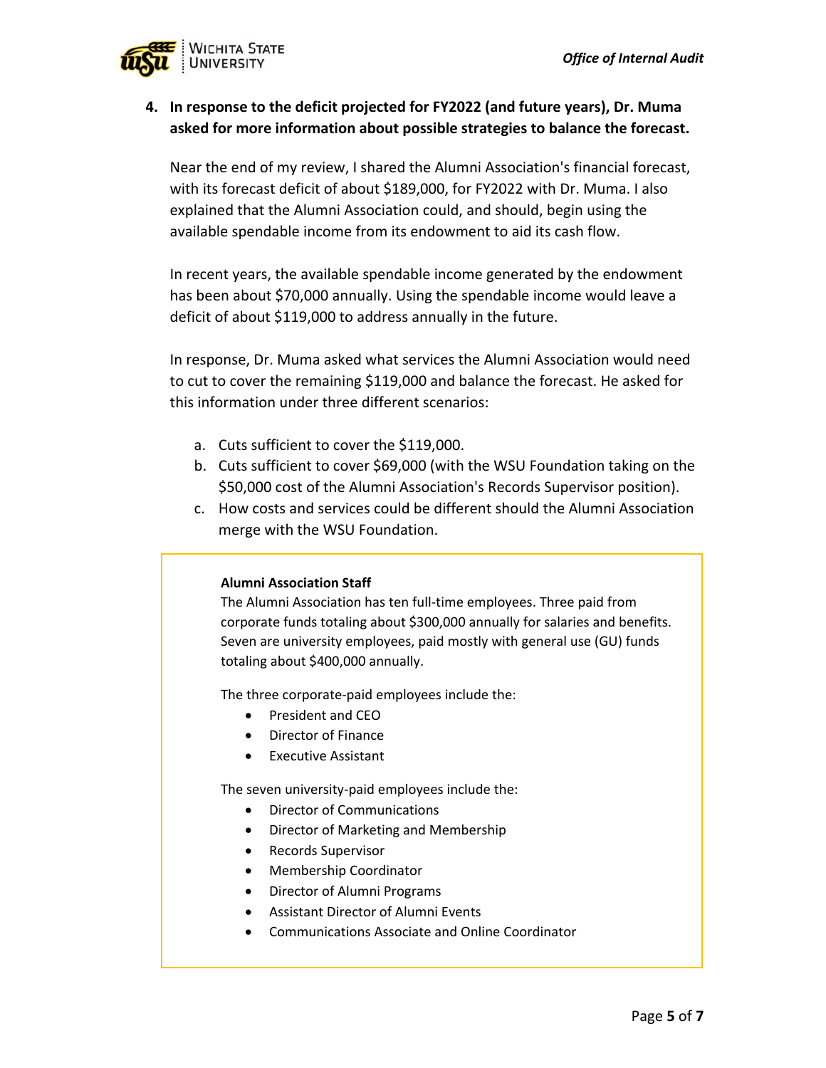**4. In response to the deficit projected for FY2022 (and future years), Dr. Muma asked for more information about possible strategies to balance the forecast.**

Near the end of my review, I shared the Alumni Association's financial forecast, with its forecast deficit of about $189,000, for FY2022 with Dr. Muma. I also explained that the Alumni Association could, and should, begin using the available spendable income from its endowment to aid its cash flow.

In recent years, the available spendable income generated by the endowment has been about $70,000 annually. Using the spendable income would leave a deficit of about $119,000 to address annually in the future.

In response, Dr. Muma asked what services the Alumni Association would need to cut to cover the remaining $119,000 and balance the forecast. He asked for this information under three different scenarios:

a. Cuts sufficient to cover the $119,000.
b. Cuts sufficient to cover $69,000 (with the WSU Foundation taking on the $50,000 cost of the Alumni Association's Records Supervisor position).
c. How costs and services could be different should the Alumni Association merge with the WSU Foundation.

**Alumni Association Staff**

The Alumni Association has ten full-time employees. Three paid from corporate funds totaling about $300,000 annually for salaries and benefits. Seven are university employees, paid mostly with general use (GU) funds totaling about $400,000 annually.

The three corporate-paid employees include the:

- President and CEO
- Director of Finance
- Executive Assistant

The seven university-paid employees include the:

- Director of Communications
- Director of Marketing and Membership
- Records Supervisor
- Membership Coordinator
- Director of Alumni Programs
- Assistant Director of Alumni Events
- Communications Associate and Online Coordinator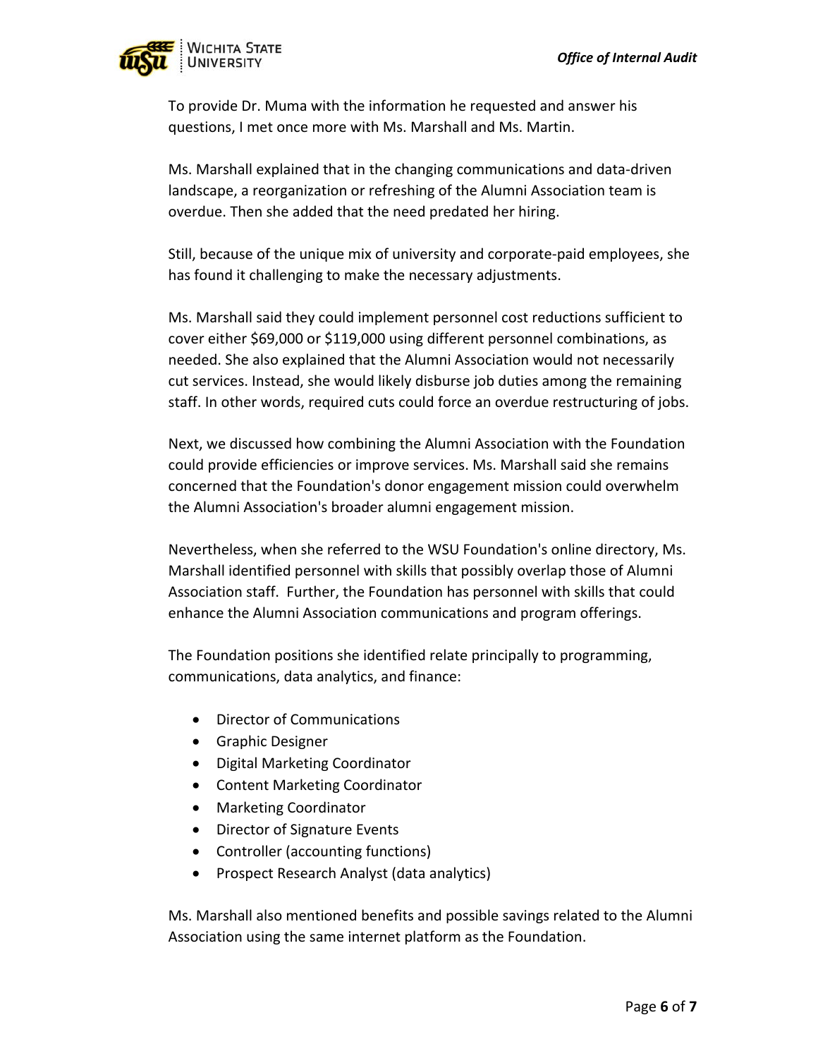To provide Dr. Muma with the information he requested and answer his questions, I met once more with Ms. Marshall and Ms. Martin.

Ms. Marshall explained that in the changing communications and data-driven landscape, a reorganization or refreshing of the Alumni Association team is overdue. Then she added that the need predated her hiring.

Still, because of the unique mix of university and corporate-paid employees, she has found it challenging to make the necessary adjustments.

Ms. Marshall said they could implement personnel cost reductions sufficient to cover either $69,000 or $119,000 using different personnel combinations, as needed. She also explained that the Alumni Association would not necessarily cut services. Instead, she would likely disburse job duties among the remaining staff. In other words, required cuts could force an overdue restructuring of jobs.

Next, we discussed how combining the Alumni Association with the Foundation could provide efficiencies or improve services. Ms. Marshall said she remains concerned that the Foundation's donor engagement mission could overwhelm the Alumni Association's broader alumni engagement mission.

Nevertheless, when she referred to the WSU Foundation's online directory, Ms. Marshall identified personnel with skills that possibly overlap those of Alumni Association staff. Further, the Foundation has personnel with skills that could enhance the Alumni Association communications and program offerings.

The Foundation positions she identified relate principally to programming, communications, data analytics, and finance:

- Director of Communications
- Graphic Designer
- Digital Marketing Coordinator
- Content Marketing Coordinator
- Marketing Coordinator
- Director of Signature Events
- Controller (accounting functions)
- Prospect Research Analyst (data analytics)

Ms. Marshall also mentioned benefits and possible savings related to the Alumni Association using the same internet platform as the Foundation.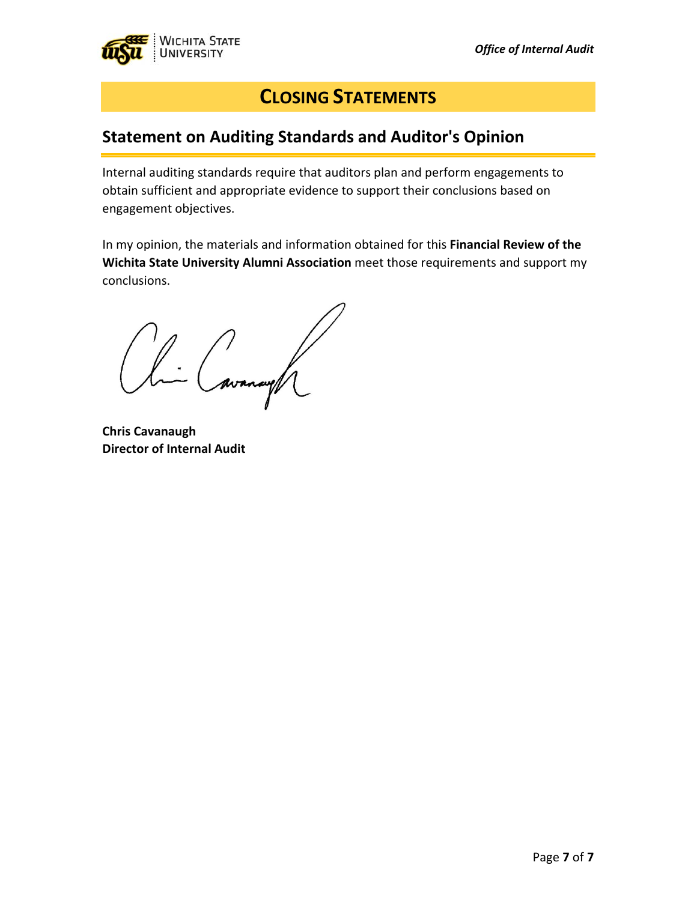# CLOSING STATEMENTS

## Statement on Auditing Standards and Auditor's Opinion

Internal auditing standards require that auditors plan and perform engagements to obtain sufficient and appropriate evidence to support their conclusions based on engagement objectives.

In my opinion, the materials and information obtained for this **Financial Review of the Wichita State University Alumni Association** meet those requirements and support my conclusions.

**Chris Cavanaugh**
**Director of Internal Audit**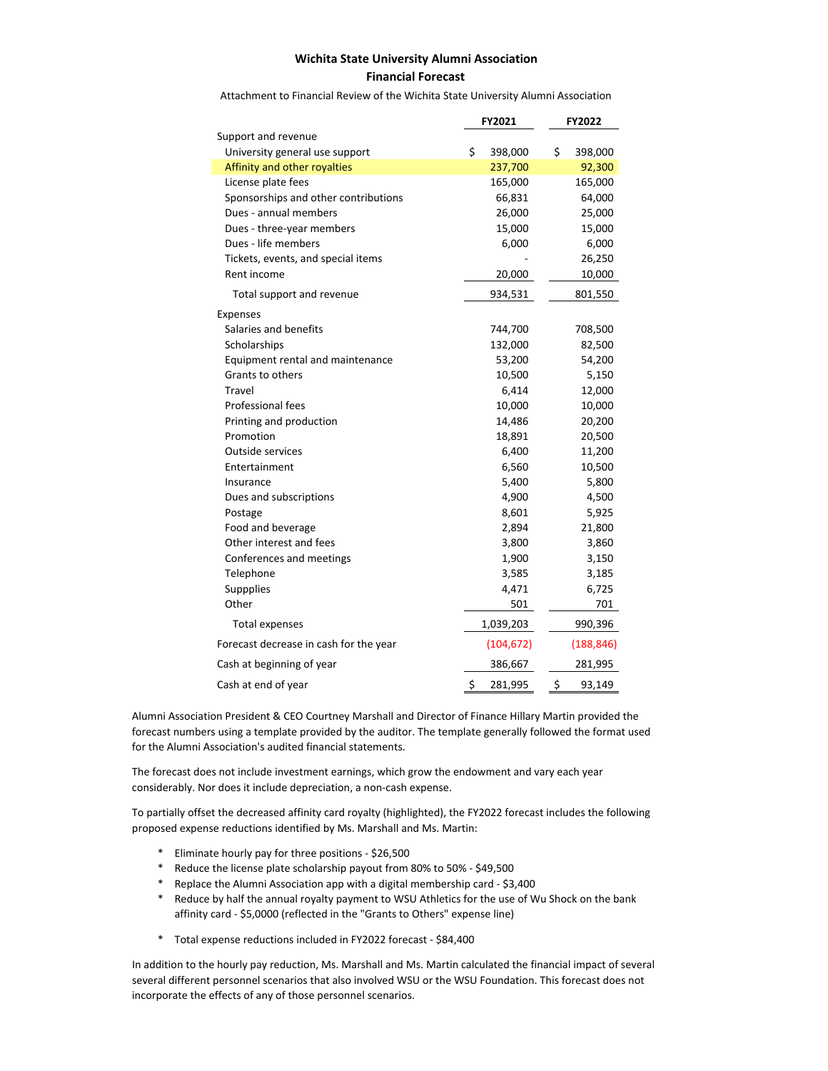**Wichita State University Alumni Association**
**Financial Forecast**

Attachment to Financial Review of the Wichita State University Alumni Association

| | FY2021 | FY2022 |
|---|---|---|
| Support and revenue | | |
| University general use support | $ 398,000 | $ 398,000 |
| Affinity and other royalties | 237,700 | 92,300 |
| License plate fees | 165,000 | 165,000 |
| Sponsorships and other contributions | 66,831 | 64,000 |
| Dues - annual members | 26,000 | 25,000 |
| Dues - three-year members | 15,000 | 15,000 |
| Dues - life members | 6,000 | 6,000 |
| Tickets, events, and special items | - | 26,250 |
| Rent income | 20,000 | 10,000 |
| Total support and revenue | 934,531 | 801,550 |
| Expenses | | |
| Salaries and benefits | 744,700 | 708,500 |
| Scholarships | 132,000 | 82,500 |
| Equipment rental and maintenance | 53,200 | 54,200 |
| Grants to others | 10,500 | 5,150 |
| Travel | 6,414 | 12,000 |
| Professional fees | 10,000 | 10,000 |
| Printing and production | 14,486 | 20,200 |
| Promotion | 18,891 | 20,500 |
| Outside services | 6,400 | 11,200 |
| Entertainment | 6,560 | 10,500 |
| Insurance | 5,400 | 5,800 |
| Dues and subscriptions | 4,900 | 4,500 |
| Postage | 8,601 | 5,925 |
| Food and beverage | 2,894 | 21,800 |
| Other interest and fees | 3,800 | 3,860 |
| Conferences and meetings | 1,900 | 3,150 |
| Telephone | 3,585 | 3,185 |
| Suppplies | 4,471 | 6,725 |
| Other | 501 | 701 |
| Total expenses | 1,039,203 | 990,396 |
| Forecast decrease in cash for the year | (104,672) | (188,846) |
| Cash at beginning of year | 386,667 | 281,995 |
| Cash at end of year | $ 281,995 | $ 93,149 |

Alumni Association President & CEO Courtney Marshall and Director of Finance Hillary Martin provided the forecast numbers using a template provided by the auditor. The template generally followed the format used for the Alumni Association's audited financial statements.

The forecast does not include investment earnings, which grow the endowment and vary each year considerably. Nor does it include depreciation, a non-cash expense.

To partially offset the decreased affinity card royalty (highlighted), the FY2022 forecast includes the following proposed expense reductions identified by Ms. Marshall and Ms. Martin:

* Eliminate hourly pay for three positions - $26,500
* Reduce the license plate scholarship payout from 80% to 50% - $49,500
* Replace the Alumni Association app with a digital membership card - $3,400
* Reduce by half the annual royalty payment to WSU Athletics for the use of Wu Shock on the bank affinity card - $5,0000 (reflected in the "Grants to Others" expense line)

* Total expense reductions included in FY2022 forecast - $84,400

In addition to the hourly pay reduction, Ms. Marshall and Ms. Martin calculated the financial impact of several several different personnel scenarios that also involved WSU or the WSU Foundation. This forecast does not incorporate the effects of any of those personnel scenarios.